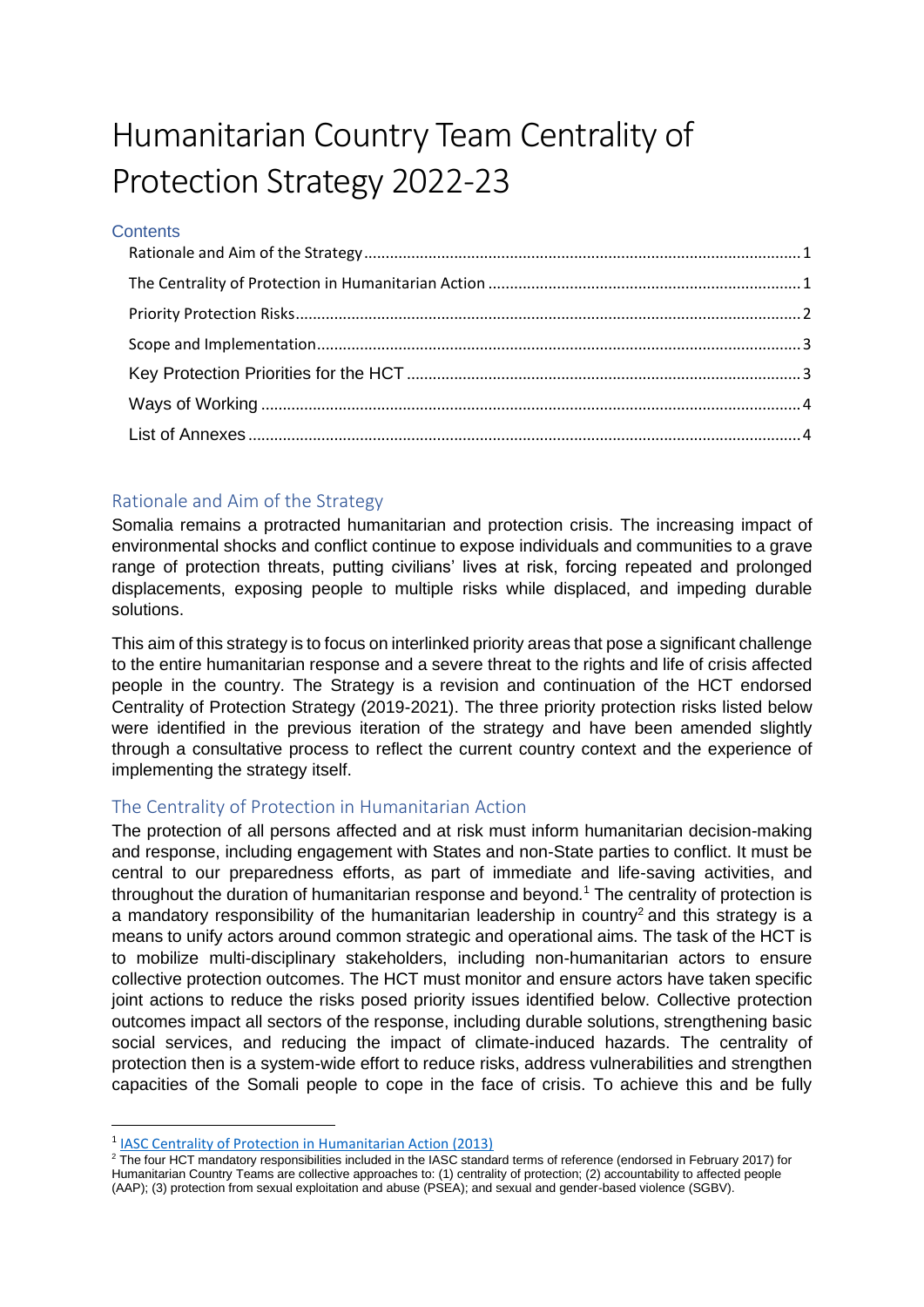# Humanitarian Country Team Centrality of Protection Strategy 2022-23

## Contents

- Rationale and Aim of the Strategy ........ 1
- The Centrality of Protection in Humanitarian Action ........ 1
- Priority Protection Risks ........ 2
- Scope and Implementation ........ 3
- Key Protection Priorities for the HCT ........ 3
- Ways of Working ........ 4
- List of Annexes ........ 4

## Rationale and Aim of the Strategy

Somalia remains a protracted humanitarian and protection crisis. The increasing impact of environmental shocks and conflict continue to expose individuals and communities to a grave range of protection threats, putting civilians' lives at risk, forcing repeated and prolonged displacements, exposing people to multiple risks while displaced, and impeding durable solutions.

This aim of this strategy is to focus on interlinked priority areas that pose a significant challenge to the entire humanitarian response and a severe threat to the rights and life of crisis affected people in the country. The Strategy is a revision and continuation of the HCT endorsed Centrality of Protection Strategy (2019-2021). The three priority protection risks listed below were identified in the previous iteration of the strategy and have been amended slightly through a consultative process to reflect the current country context and the experience of implementing the strategy itself.

## The Centrality of Protection in Humanitarian Action

The protection of all persons affected and at risk must inform humanitarian decision-making and response, including engagement with States and non-State parties to conflict. It must be central to our preparedness efforts, as part of immediate and life-saving activities, and throughout the duration of humanitarian response and beyond.[1] The centrality of protection is a mandatory responsibility of the humanitarian leadership in country[2] and this strategy is a means to unify actors around common strategic and operational aims. The task of the HCT is to mobilize multi-disciplinary stakeholders, including non-humanitarian actors to ensure collective protection outcomes. The HCT must monitor and ensure actors have taken specific joint actions to reduce the risks posed priority issues identified below. Collective protection outcomes impact all sectors of the response, including durable solutions, strengthening basic social services, and reducing the impact of climate-induced hazards. The centrality of protection then is a system-wide effort to reduce risks, address vulnerabilities and strengthen capacities of the Somali people to cope in the face of crisis. To achieve this and be fully

---

[1] IASC Centrality of Protection in Humanitarian Action (2013)

[2] The four HCT mandatory responsibilities included in the IASC standard terms of reference (endorsed in February 2017) for Humanitarian Country Teams are collective approaches to: (1) centrality of protection; (2) accountability to affected people (AAP); (3) protection from sexual exploitation and abuse (PSEA); and sexual and gender-based violence (SGBV).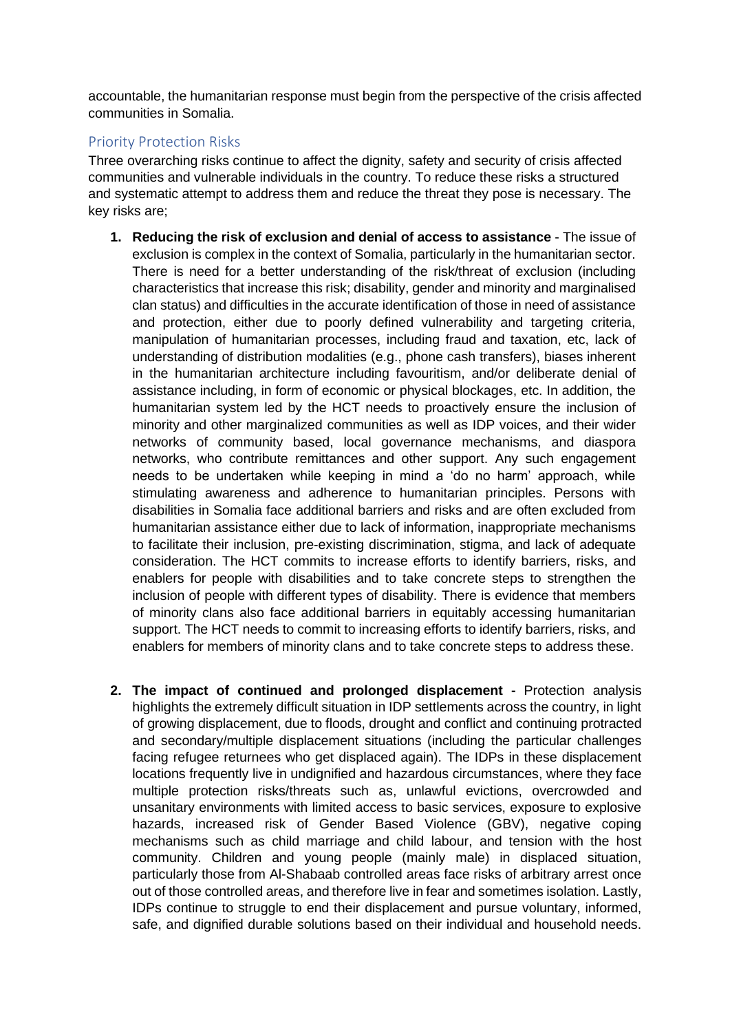accountable, the humanitarian response must begin from the perspective of the crisis affected communities in Somalia.

## Priority Protection Risks

Three overarching risks continue to affect the dignity, safety and security of crisis affected communities and vulnerable individuals in the country. To reduce these risks a structured and systematic attempt to address them and reduce the threat they pose is necessary. The key risks are;

1. **Reducing the risk of exclusion and denial of access to assistance** - The issue of exclusion is complex in the context of Somalia, particularly in the humanitarian sector. There is need for a better understanding of the risk/threat of exclusion (including characteristics that increase this risk; disability, gender and minority and marginalised clan status) and difficulties in the accurate identification of those in need of assistance and protection, either due to poorly defined vulnerability and targeting criteria, manipulation of humanitarian processes, including fraud and taxation, etc, lack of understanding of distribution modalities (e.g., phone cash transfers), biases inherent in the humanitarian architecture including favouritism, and/or deliberate denial of assistance including, in form of economic or physical blockages, etc. In addition, the humanitarian system led by the HCT needs to proactively ensure the inclusion of minority and other marginalized communities as well as IDP voices, and their wider networks of community based, local governance mechanisms, and diaspora networks, who contribute remittances and other support. Any such engagement needs to be undertaken while keeping in mind a 'do no harm' approach, while stimulating awareness and adherence to humanitarian principles. Persons with disabilities in Somalia face additional barriers and risks and are often excluded from humanitarian assistance either due to lack of information, inappropriate mechanisms to facilitate their inclusion, pre-existing discrimination, stigma, and lack of adequate consideration. The HCT commits to increase efforts to identify barriers, risks, and enablers for people with disabilities and to take concrete steps to strengthen the inclusion of people with different types of disability. There is evidence that members of minority clans also face additional barriers in equitably accessing humanitarian support. The HCT needs to commit to increasing efforts to identify barriers, risks, and enablers for members of minority clans and to take concrete steps to address these.

2. **The impact of continued and prolonged displacement -** Protection analysis highlights the extremely difficult situation in IDP settlements across the country, in light of growing displacement, due to floods, drought and conflict and continuing protracted and secondary/multiple displacement situations (including the particular challenges facing refugee returnees who get displaced again). The IDPs in these displacement locations frequently live in undignified and hazardous circumstances, where they face multiple protection risks/threats such as, unlawful evictions, overcrowded and unsanitary environments with limited access to basic services, exposure to explosive hazards, increased risk of Gender Based Violence (GBV), negative coping mechanisms such as child marriage and child labour, and tension with the host community. Children and young people (mainly male) in displaced situation, particularly those from Al-Shabaab controlled areas face risks of arbitrary arrest once out of those controlled areas, and therefore live in fear and sometimes isolation. Lastly, IDPs continue to struggle to end their displacement and pursue voluntary, informed, safe, and dignified durable solutions based on their individual and household needs.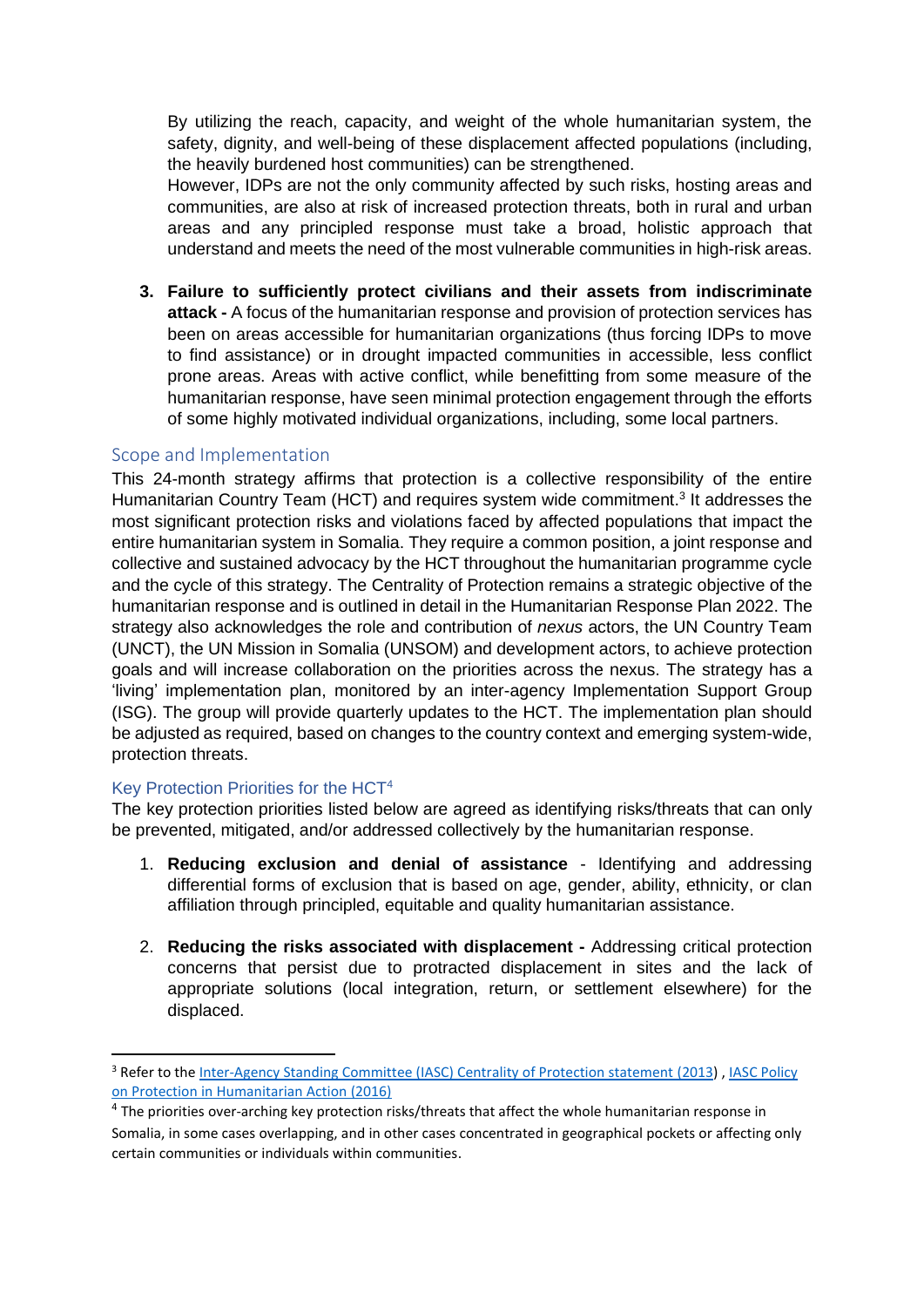By utilizing the reach, capacity, and weight of the whole humanitarian system, the safety, dignity, and well-being of these displacement affected populations (including, the heavily burdened host communities) can be strengthened.

However, IDPs are not the only community affected by such risks, hosting areas and communities, are also at risk of increased protection threats, both in rural and urban areas and any principled response must take a broad, holistic approach that understand and meets the need of the most vulnerable communities in high-risk areas.

3. **Failure to sufficiently protect civilians and their assets from indiscriminate attack -** A focus of the humanitarian response and provision of protection services has been on areas accessible for humanitarian organizations (thus forcing IDPs to move to find assistance) or in drought impacted communities in accessible, less conflict prone areas. Areas with active conflict, while benefitting from some measure of the humanitarian response, have seen minimal protection engagement through the efforts of some highly motivated individual organizations, including, some local partners.

## Scope and Implementation

This 24-month strategy affirms that protection is a collective responsibility of the entire Humanitarian Country Team (HCT) and requires system wide commitment.[3] It addresses the most significant protection risks and violations faced by affected populations that impact the entire humanitarian system in Somalia. They require a common position, a joint response and collective and sustained advocacy by the HCT throughout the humanitarian programme cycle and the cycle of this strategy. The Centrality of Protection remains a strategic objective of the humanitarian response and is outlined in detail in the Humanitarian Response Plan 2022. The strategy also acknowledges the role and contribution of *nexus* actors, the UN Country Team (UNCT), the UN Mission in Somalia (UNSOM) and development actors, to achieve protection goals and will increase collaboration on the priorities across the nexus. The strategy has a 'living' implementation plan, monitored by an inter-agency Implementation Support Group (ISG). The group will provide quarterly updates to the HCT. The implementation plan should be adjusted as required, based on changes to the country context and emerging system-wide, protection threats.

### Key Protection Priorities for the HCT[4]

The key protection priorities listed below are agreed as identifying risks/threats that can only be prevented, mitigated, and/or addressed collectively by the humanitarian response.

1. **Reducing exclusion and denial of assistance** - Identifying and addressing differential forms of exclusion that is based on age, gender, ability, ethnicity, or clan affiliation through principled, equitable and quality humanitarian assistance.

2. **Reducing the risks associated with displacement -** Addressing critical protection concerns that persist due to protracted displacement in sites and the lack of appropriate solutions (local integration, return, or settlement elsewhere) for the displaced.

---

[3] Refer to the Inter-Agency Standing Committee (IASC) Centrality of Protection statement (2013) , IASC Policy on Protection in Humanitarian Action (2016)

[4] The priorities over-arching key protection risks/threats that affect the whole humanitarian response in Somalia, in some cases overlapping, and in other cases concentrated in geographical pockets or affecting only certain communities or individuals within communities.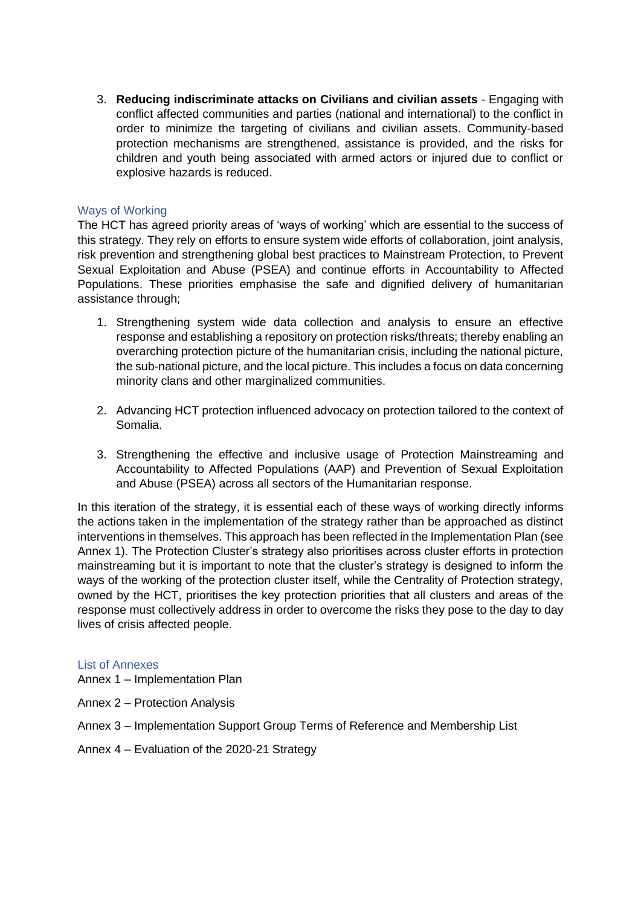3. **Reducing indiscriminate attacks on Civilians and civilian assets** - Engaging with conflict affected communities and parties (national and international) to the conflict in order to minimize the targeting of civilians and civilian assets. Community-based protection mechanisms are strengthened, assistance is provided, and the risks for children and youth being associated with armed actors or injured due to conflict or explosive hazards is reduced.

## Ways of Working

The HCT has agreed priority areas of 'ways of working' which are essential to the success of this strategy. They rely on efforts to ensure system wide efforts of collaboration, joint analysis, risk prevention and strengthening global best practices to Mainstream Protection, to Prevent Sexual Exploitation and Abuse (PSEA) and continue efforts in Accountability to Affected Populations. These priorities emphasise the safe and dignified delivery of humanitarian assistance through;

1. Strengthening system wide data collection and analysis to ensure an effective response and establishing a repository on protection risks/threats; thereby enabling an overarching protection picture of the humanitarian crisis, including the national picture, the sub-national picture, and the local picture. This includes a focus on data concerning minority clans and other marginalized communities.

2. Advancing HCT protection influenced advocacy on protection tailored to the context of Somalia.

3. Strengthening the effective and inclusive usage of Protection Mainstreaming and Accountability to Affected Populations (AAP) and Prevention of Sexual Exploitation and Abuse (PSEA) across all sectors of the Humanitarian response.

In this iteration of the strategy, it is essential each of these ways of working directly informs the actions taken in the implementation of the strategy rather than be approached as distinct interventions in themselves. This approach has been reflected in the Implementation Plan (see Annex 1). The Protection Cluster's strategy also prioritises across cluster efforts in protection mainstreaming but it is important to note that the cluster's strategy is designed to inform the ways of the working of the protection cluster itself, while the Centrality of Protection strategy, owned by the HCT, prioritises the key protection priorities that all clusters and areas of the response must collectively address in order to overcome the risks they pose to the day to day lives of crisis affected people.

## List of Annexes

Annex 1 – Implementation Plan

Annex 2 – Protection Analysis

Annex 3 – Implementation Support Group Terms of Reference and Membership List

Annex 4 – Evaluation of the 2020-21 Strategy